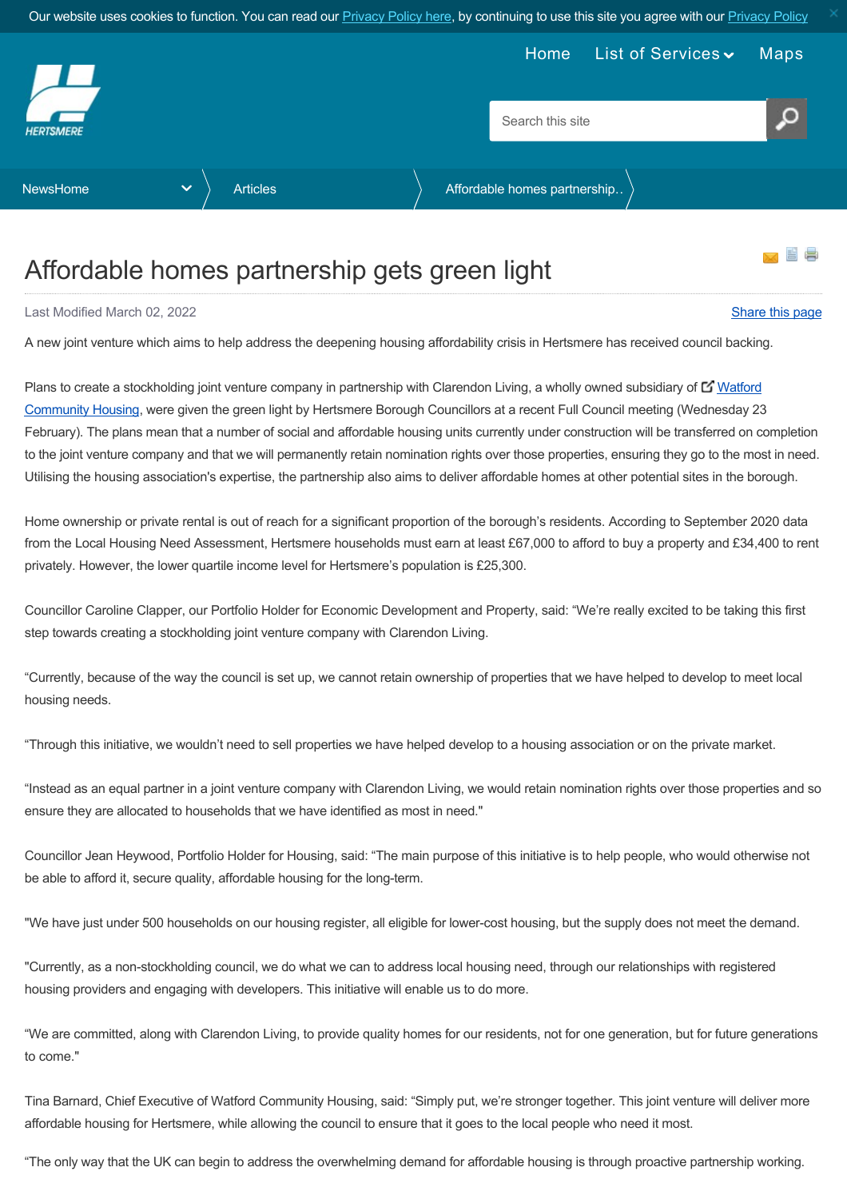# Affordable homes partnership gets green light

Last Modified March 02, 2022

A new joint venture which aims to help address the deepening housing affordability crisis in Hertsmere has received council backing.

Plans to create a stockholding joint venture company in partnership with Clarendon Living, a wholly owned subsidiary of Watford Community Housing, were given the green light by Hertsmere Borough Councillors at a recent Full Council meeting (Wednesday 23 February). The plans mean that a number of social and affordable housing units currently under construction will be transferred on completion to the joint venture company and that we will permanently retain nomination rights over those properties, ensuring they go to the most in need. Utilising the housing association's expertise, the partnership also aims to deliver affordable homes at other potential sites in the borough.

Home ownership or private rental is out of reach for a significant proportion of the borough's residents. According to September 2020 data from the Local Housing Need Assessment, Hertsmere households must earn at least £67,000 to afford to buy a property and £34,400 to rent privately. However, the lower quartile income level for Hertsmere's population is £25,300.

Councillor Caroline Clapper, our Portfolio Holder for Economic Development and Property, said: "We're really excited to be taking this first step towards creating a stockholding joint venture company with Clarendon Living.

"Currently, because of the way the council is set up, we cannot retain ownership of properties that we have helped to develop to meet local housing needs.

"Through this initiative, we wouldn't need to sell properties we have helped develop to a housing association or on the private market.

"Instead as an equal partner in a joint venture company with Clarendon Living, we would retain nomination rights over those properties and so ensure they are allocated to households that we have identified as most in need."

Councillor Jean Heywood, Portfolio Holder for Housing, said: "The main purpose of this initiative is to help people, who would otherwise not be able to afford it, secure quality, affordable housing for the long-term.

"We have just under 500 households on our housing register, all eligible for lower-cost housing, but the supply does not meet the demand.

"Currently, as a non-stockholding council, we do what we can to address local housing need, through our relationships with registered housing providers and engaging with developers. This initiative will enable us to do more.

"We are committed, along with Clarendon Living, to provide quality homes for our residents, not for one generation, but for future generations to come."

Tina Barnard, Chief Executive of Watford Community Housing, said: "Simply put, we're stronger together. This joint venture will deliver more affordable housing for Hertsmere, while allowing the council to ensure that it goes to the local people who need it most.

"The only way that the UK can begin to address the overwhelming demand for affordable housing is through proactive partnership working.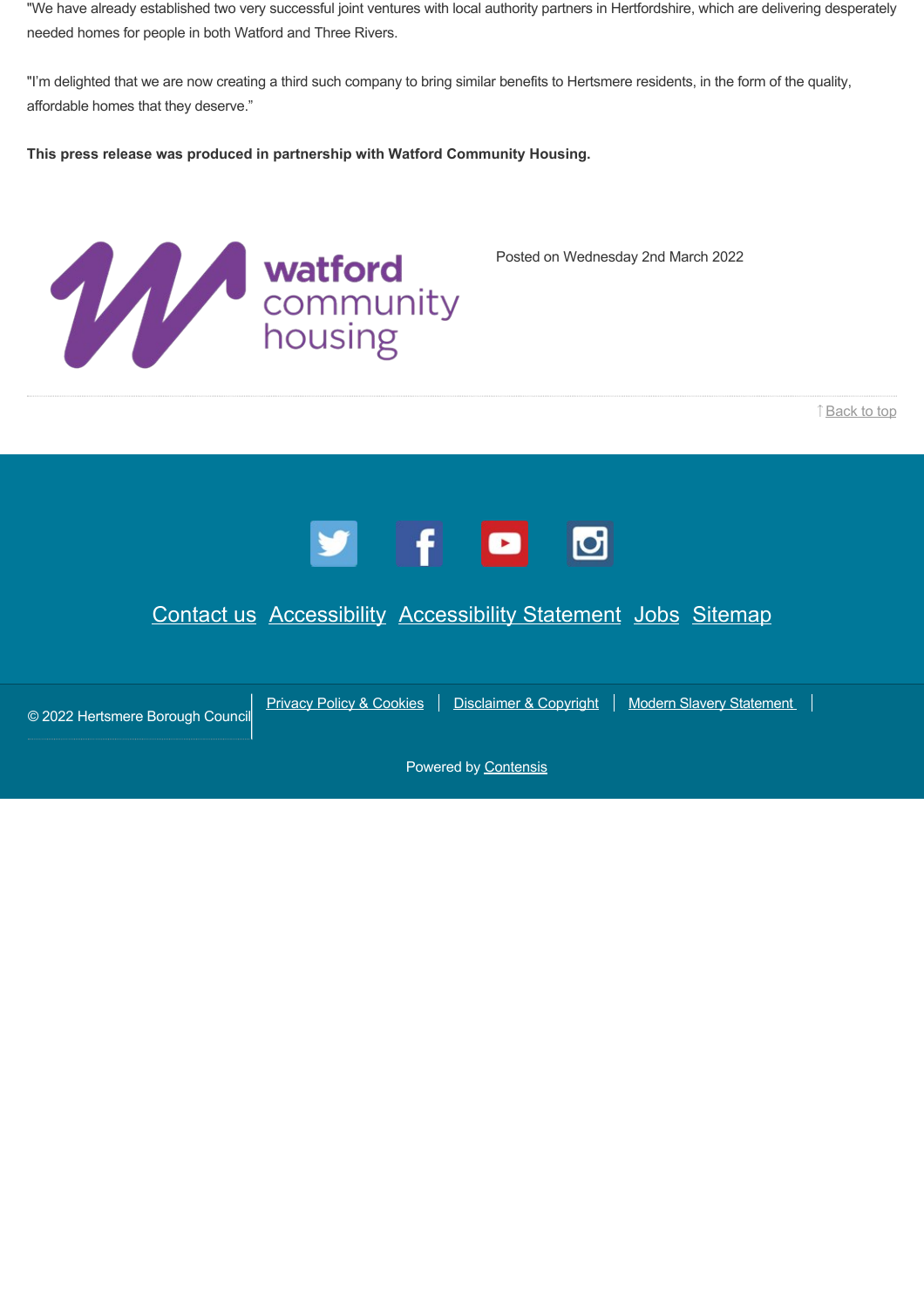"We have already established two very successful joint ventures with local authority partners in Hertfordshire, which are delivering desperately needed homes for people in both Watford and Three Rivers.

"I'm delighted that we are now creating a third such company to bring similar benefits to Hertsmere residents, in the form of the quality, affordable homes that they deserve."

**This press release was produced in partnership with Watford Community Housing.**

watford community housing

Posted on Wednesday 2nd March 2022

↑ Back to top

Contact us Accessibility Accessibility Statement Jobs Sitemap

© 2022 Hertsmere Borough Council | Privacy Policy & Cookies | Disclaimer & Copyright | Modern Slavery Statement

Powered by Contensis